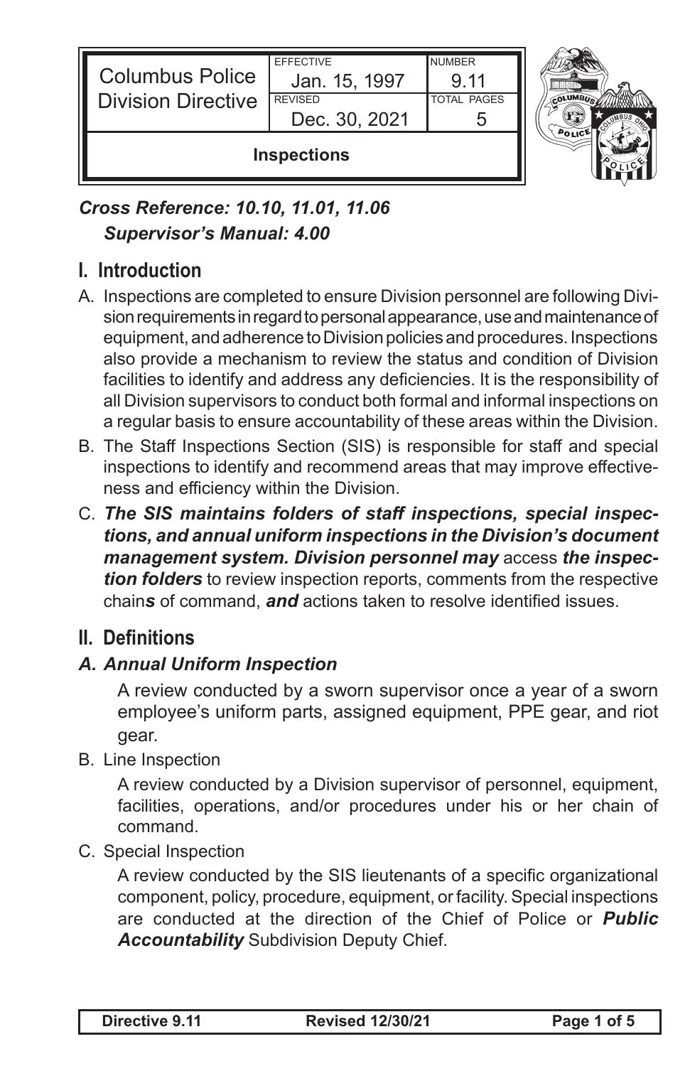| Columbus Police Division Directive | EFFECTIVE Jan. 15, 1997 | NUMBER 9.11 |
| --- | --- | --- |
| | REVISED Dec. 30, 2021 | TOTAL PAGES 5 |
| **Inspections** | | |

***Cross Reference: 10.10, 11.01, 11.06***
***Supervisor's Manual: 4.00***

## I. Introduction

A. Inspections are completed to ensure Division personnel are following Division requirements in regard to personal appearance, use and maintenance of equipment, and adherence to Division policies and procedures. Inspections also provide a mechanism to review the status and condition of Division facilities to identify and address any deficiencies. It is the responsibility of all Division supervisors to conduct both formal and informal inspections on a regular basis to ensure accountability of these areas within the Division.

B. The Staff Inspections Section (SIS) is responsible for staff and special inspections to identify and recommend areas that may improve effectiveness and efficiency within the Division.

C. ***The SIS maintains folders of staff inspections, special inspections, and annual uniform inspections in the Division's document management system. Division personnel may*** access ***the inspection folders*** to review inspection reports, comments from the respective chain***s*** of command, ***and*** actions taken to resolve identified issues.

## II. Definitions

### *A. Annual Uniform Inspection*

A review conducted by a sworn supervisor once a year of a sworn employee's uniform parts, assigned equipment, PPE gear, and riot gear.

B. Line Inspection

A review conducted by a Division supervisor of personnel, equipment, facilities, operations, and/or procedures under his or her chain of command.

C. Special Inspection

A review conducted by the SIS lieutenants of a specific organizational component, policy, procedure, equipment, or facility. Special inspections are conducted at the direction of the Chief of Police or ***Public Accountability*** Subdivision Deputy Chief.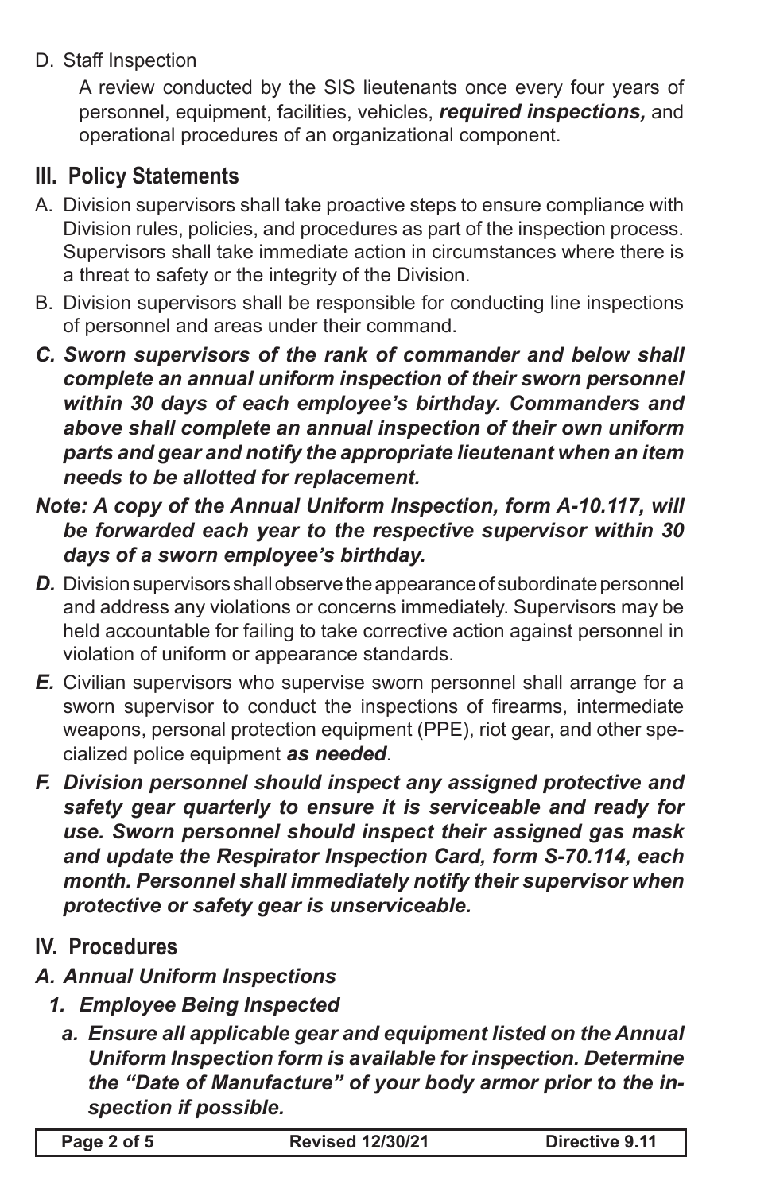D. Staff Inspection

A review conducted by the SIS lieutenants once every four years of personnel, equipment, facilities, vehicles, ***required inspections,*** and operational procedures of an organizational component.

## III. Policy Statements

A. Division supervisors shall take proactive steps to ensure compliance with Division rules, policies, and procedures as part of the inspection process. Supervisors shall take immediate action in circumstances where there is a threat to safety or the integrity of the Division.

B. Division supervisors shall be responsible for conducting line inspections of personnel and areas under their command.

***C. Sworn supervisors of the rank of commander and below shall complete an annual uniform inspection of their sworn personnel within 30 days of each employee's birthday. Commanders and above shall complete an annual inspection of their own uniform parts and gear and notify the appropriate lieutenant when an item needs to be allotted for replacement.***

***Note: A copy of the Annual Uniform Inspection, form A-10.117, will be forwarded each year to the respective supervisor within 30 days of a sworn employee's birthday.***

***D.*** Division supervisors shall observe the appearance of subordinate personnel and address any violations or concerns immediately. Supervisors may be held accountable for failing to take corrective action against personnel in violation of uniform or appearance standards.

***E.*** Civilian supervisors who supervise sworn personnel shall arrange for a sworn supervisor to conduct the inspections of firearms, intermediate weapons, personal protection equipment (PPE), riot gear, and other specialized police equipment ***as needed***.

***F. Division personnel should inspect any assigned protective and safety gear quarterly to ensure it is serviceable and ready for use. Sworn personnel should inspect their assigned gas mask and update the Respirator Inspection Card, form S-70.114, each month. Personnel shall immediately notify their supervisor when protective or safety gear is unserviceable.***

## IV. Procedures

***A. Annual Uniform Inspections***

***1. Employee Being Inspected***

***a. Ensure all applicable gear and equipment listed on the Annual Uniform Inspection form is available for inspection. Determine the "Date of Manufacture" of your body armor prior to the inspection if possible.***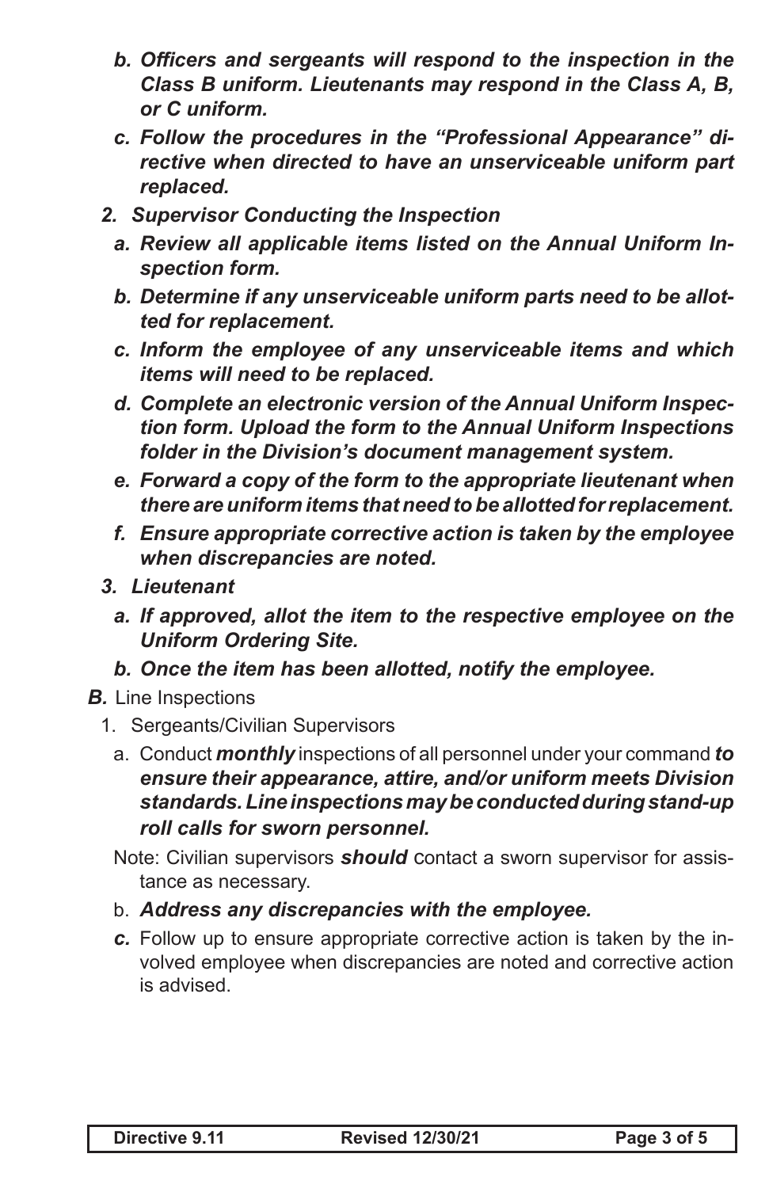- ***b. Officers and sergeants will respond to the inspection in the Class B uniform. Lieutenants may respond in the Class A, B, or C uniform.***
   - ***c. Follow the procedures in the "Professional Appearance" directive when directed to have an unserviceable uniform part replaced.***

  ***2. Supervisor Conducting the Inspection***

   - ***a. Review all applicable items listed on the Annual Uniform Inspection form.***
   - ***b. Determine if any unserviceable uniform parts need to be allotted for replacement.***
   - ***c. Inform the employee of any unserviceable items and which items will need to be replaced.***
   - ***d. Complete an electronic version of the Annual Uniform Inspection form. Upload the form to the Annual Uniform Inspections folder in the Division's document management system.***
   - ***e. Forward a copy of the form to the appropriate lieutenant when there are uniform items that need to be allotted for replacement.***
   - ***f. Ensure appropriate corrective action is taken by the employee when discrepancies are noted.***

  ***3. Lieutenant***

   - ***a. If approved, allot the item to the respective employee on the Uniform Ordering Site.***
   - ***b. Once the item has been allotted, notify the employee.***

***B.*** Line Inspections

  1. Sergeants/Civilian Supervisors

   - a. Conduct ***monthly*** inspections of all personnel under your command ***to ensure their appearance, attire, and/or uniform meets Division standards. Line inspections may be conducted during stand-up roll calls for sworn personnel.***

     Note: Civilian supervisors ***should*** contact a sworn supervisor for assistance as necessary.

   - b. ***Address any discrepancies with the employee.***
   - ***c.*** Follow up to ensure appropriate corrective action is taken by the involved employee when discrepancies are noted and corrective action is advised.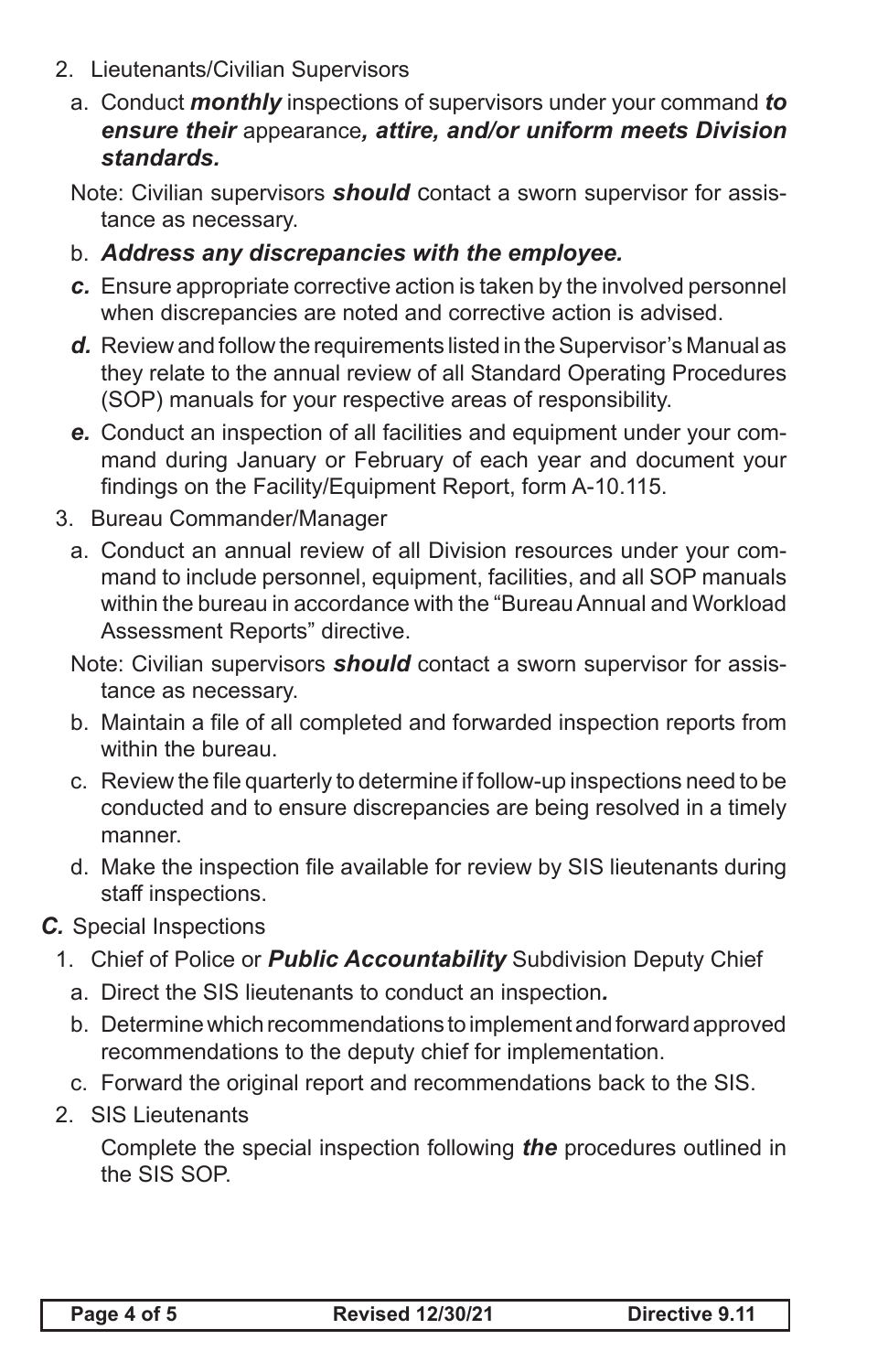2. Lieutenants/Civilian Supervisors

   a. Conduct ***monthly*** inspections of supervisors under your command ***to ensure their*** appearance***, attire, and/or uniform meets Division standards.***

   Note: Civilian supervisors ***should*** contact a sworn supervisor for assistance as necessary.

   b. ***Address any discrepancies with the employee.***

   ***c.*** Ensure appropriate corrective action is taken by the involved personnel when discrepancies are noted and corrective action is advised.

   ***d.*** Review and follow the requirements listed in the Supervisor's Manual as they relate to the annual review of all Standard Operating Procedures (SOP) manuals for your respective areas of responsibility.

   ***e.*** Conduct an inspection of all facilities and equipment under your command during January or February of each year and document your findings on the Facility/Equipment Report, form A-10.115.

3. Bureau Commander/Manager

   a. Conduct an annual review of all Division resources under your command to include personnel, equipment, facilities, and all SOP manuals within the bureau in accordance with the "Bureau Annual and Workload Assessment Reports" directive.

   Note: Civilian supervisors ***should*** contact a sworn supervisor for assistance as necessary.

   b. Maintain a file of all completed and forwarded inspection reports from within the bureau.

   c. Review the file quarterly to determine if follow-up inspections need to be conducted and to ensure discrepancies are being resolved in a timely manner.

   d. Make the inspection file available for review by SIS lieutenants during staff inspections.

***C.*** Special Inspections

1. Chief of Police or ***Public Accountability*** Subdivision Deputy Chief

   a. Direct the SIS lieutenants to conduct an inspection***.***

   b. Determine which recommendations to implement and forward approved recommendations to the deputy chief for implementation.

   c. Forward the original report and recommendations back to the SIS.

2. SIS Lieutenants

   Complete the special inspection following ***the*** procedures outlined in the SIS SOP.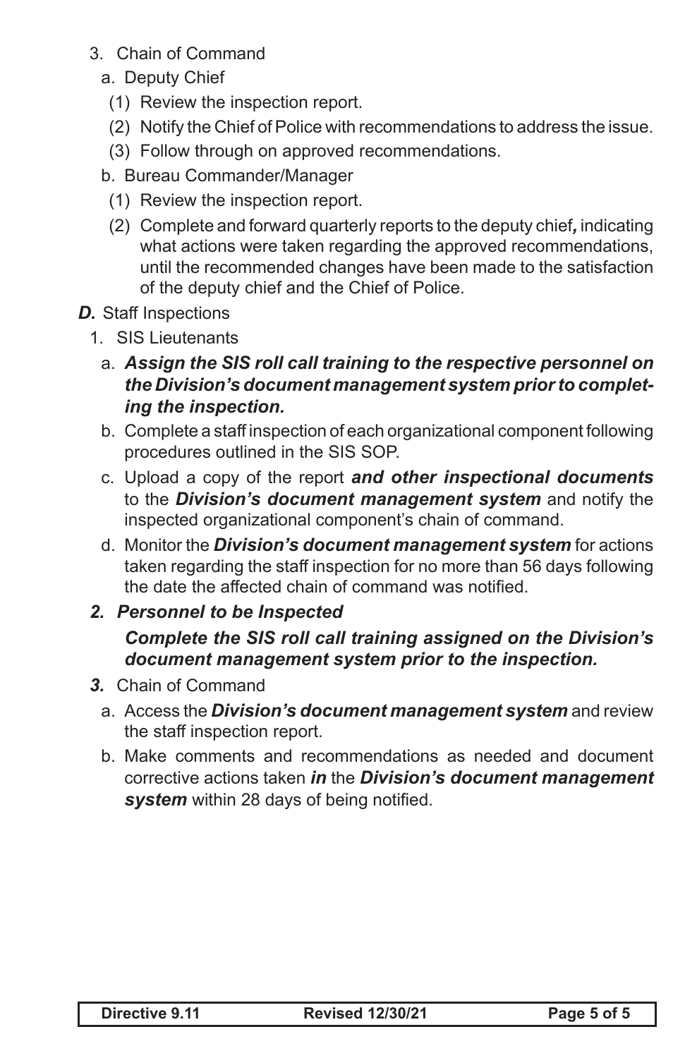3. Chain of Command

   a. Deputy Chief

      (1) Review the inspection report.

      (2) Notify the Chief of Police with recommendations to address the issue.

      (3) Follow through on approved recommendations.

   b. Bureau Commander/Manager

      (1) Review the inspection report.

      (2) Complete and forward quarterly reports to the deputy chief***,*** indicating what actions were taken regarding the approved recommendations, until the recommended changes have been made to the satisfaction of the deputy chief and the Chief of Police.

***D.*** Staff Inspections

1. SIS Lieutenants

   a. ***Assign the SIS roll call training to the respective personnel on the Division's document management system prior to completing the inspection.***

   b. Complete a staff inspection of each organizational component following procedures outlined in the SIS SOP.

   c. Upload a copy of the report ***and other inspectional documents*** to the ***Division's document management system*** and notify the inspected organizational component's chain of command.

   d. Monitor the ***Division's document management system*** for actions taken regarding the staff inspection for no more than 56 days following the date the affected chain of command was notified.

***2. Personnel to be Inspected***

   ***Complete the SIS roll call training assigned on the Division's document management system prior to the inspection.***

***3.*** Chain of Command

   a. Access the ***Division's document management system*** and review the staff inspection report.

   b. Make comments and recommendations as needed and document corrective actions taken ***in*** the ***Division's document management system*** within 28 days of being notified.